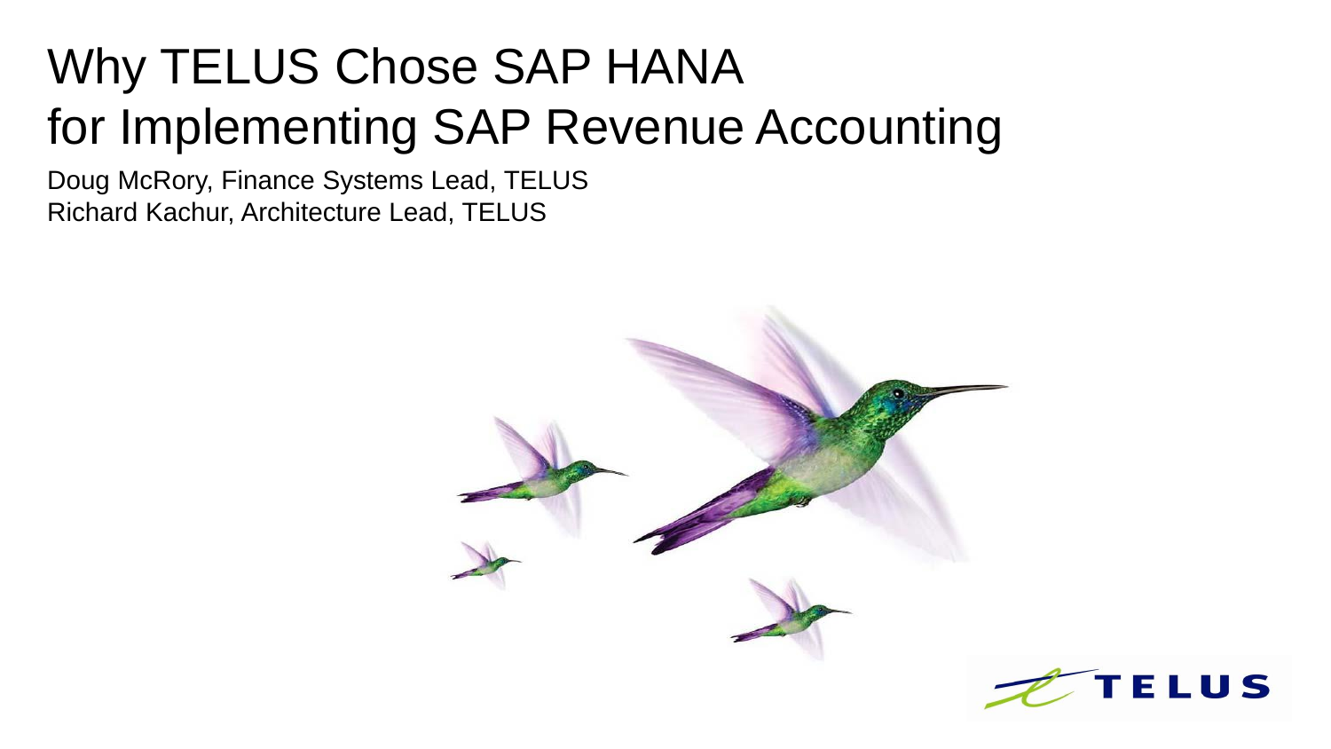# Why TELUS Chose SAP HANA for Implementing SAP Revenue Accounting

Doug McRory, Finance Systems Lead, TELUS

Richard Kachur, Architecture Lead, TELUS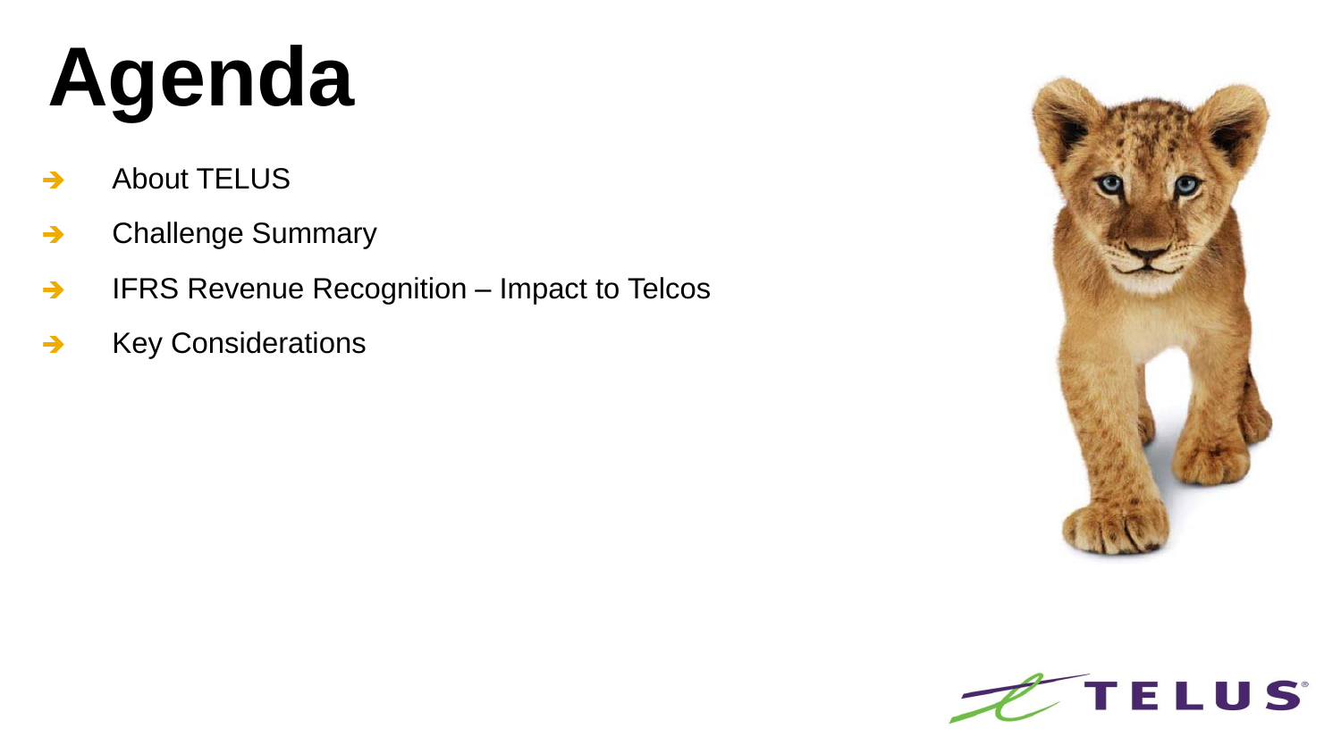# Agenda

- About TELUS
- Challenge Summary
- IFRS Revenue Recognition – Impact to Telcos
- Key Considerations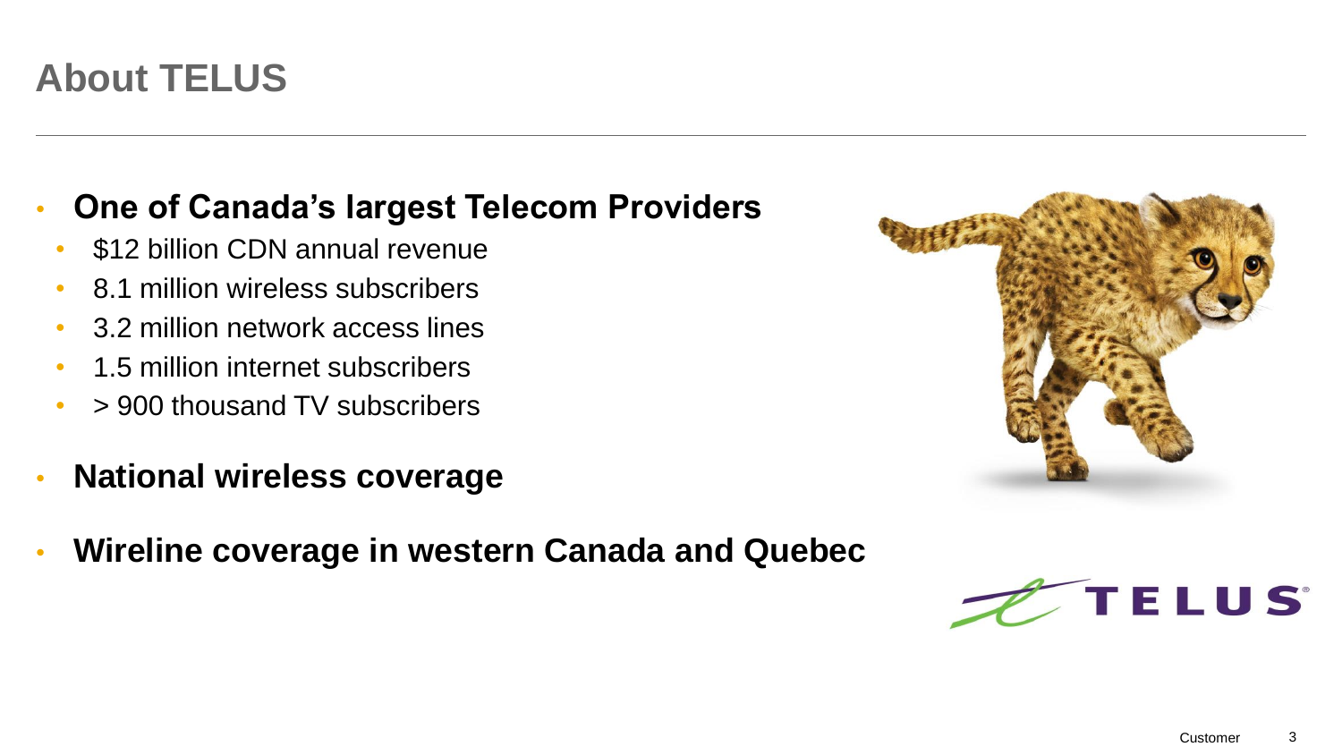# About TELUS

- **One of Canada's largest Telecom Providers**
  - $12 billion CDN annual revenue
  - 8.1 million wireless subscribers
  - 3.2 million network access lines
  - 1.5 million internet subscribers
  - > 900 thousand TV subscribers
- **National wireless coverage**
- **Wireline coverage in western Canada and Quebec**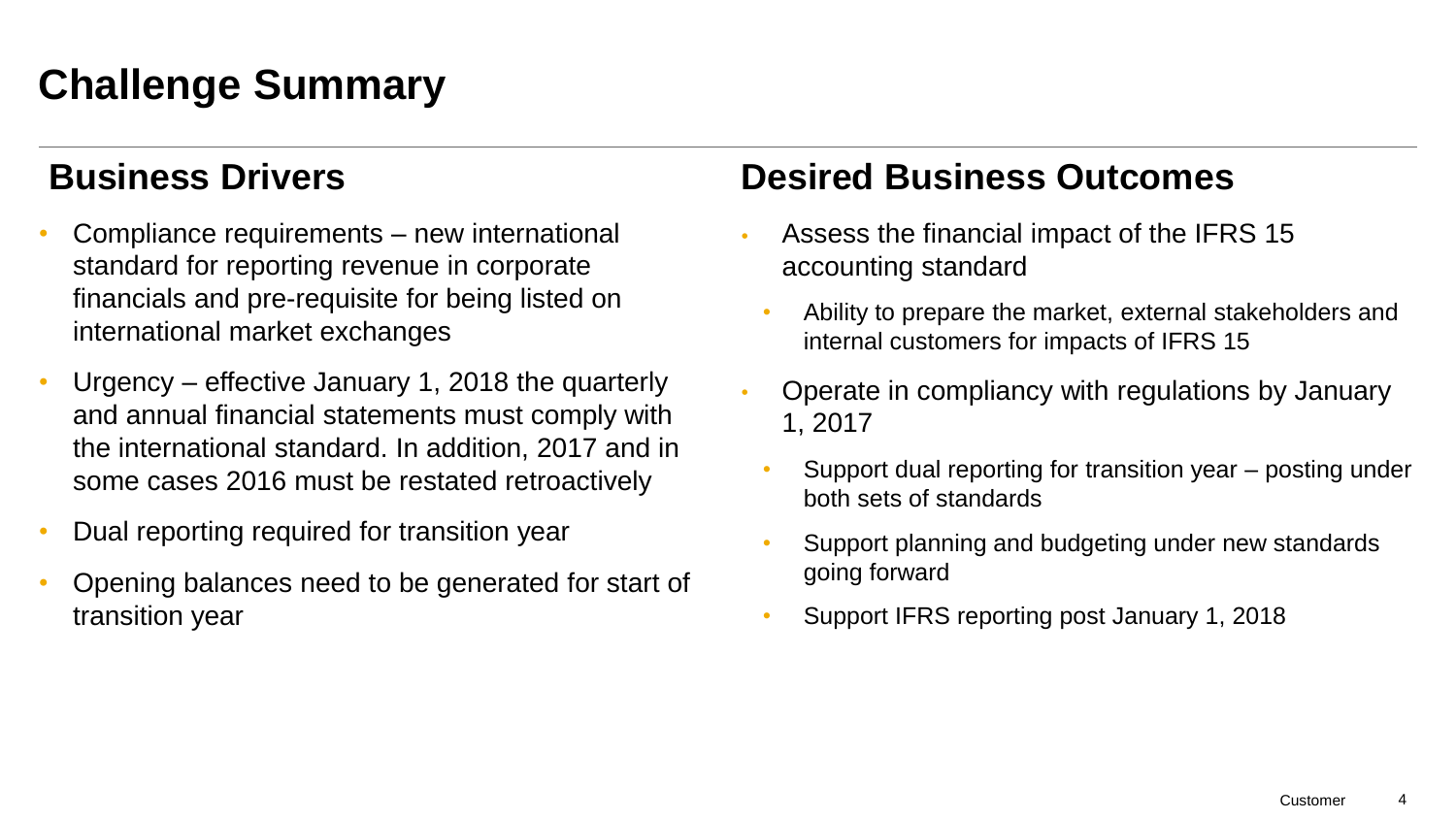# Challenge Summary

## Business Drivers

- Compliance requirements – new international standard for reporting revenue in corporate financials and pre-requisite for being listed on international market exchanges
- Urgency – effective January 1, 2018 the quarterly and annual financial statements must comply with the international standard. In addition, 2017 and in some cases 2016 must be restated retroactively
- Dual reporting required for transition year
- Opening balances need to be generated for start of transition year

## Desired Business Outcomes

- Assess the financial impact of the IFRS 15 accounting standard
  - Ability to prepare the market, external stakeholders and internal customers for impacts of IFRS 15
- Operate in compliancy with regulations by January 1, 2017
  - Support dual reporting for transition year – posting under both sets of standards
  - Support planning and budgeting under new standards going forward
  - Support IFRS reporting post January 1, 2018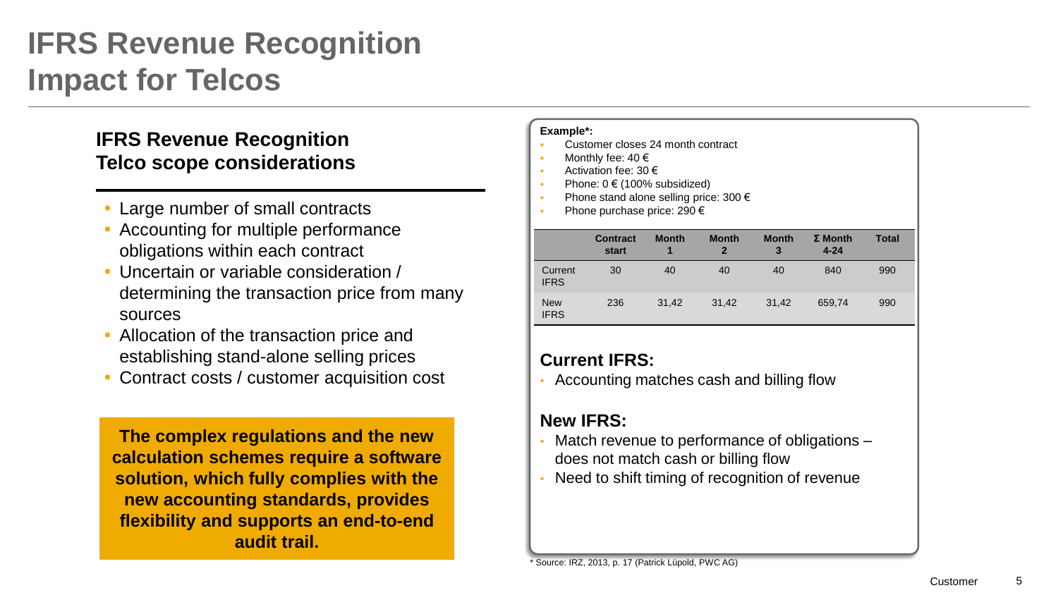# IFRS Revenue Recognition Impact for Telcos

## IFRS Revenue Recognition Telco scope considerations

- Large number of small contracts
- Accounting for multiple performance obligations within each contract
- Uncertain or variable consideration / determining the transaction price from many sources
- Allocation of the transaction price and establishing stand-alone selling prices
- Contract costs / customer acquisition cost

**The complex regulations and the new calculation schemes require a software solution, which fully complies with the new accounting standards, provides flexibility and supports an end-to-end audit trail.**

**Example*:**

- Customer closes 24 month contract
- Monthly fee: 40 €
- Activation fee: 30 €
- Phone: 0 € (100% subsidized)
- Phone stand alone selling price: 300 €
- Phone purchase price: 290 €

| | Contract start | Month 1 | Month 2 | Month 3 | Σ Month 4-24 | Total |
|---|---|---|---|---|---|---|
| Current IFRS | 30 | 40 | 40 | 40 | 840 | 990 |
| New IFRS | 236 | 31,42 | 31,42 | 31,42 | 659,74 | 990 |

### Current IFRS:

- Accounting matches cash and billing flow

### New IFRS:

- Match revenue to performance of obligations – does not match cash or billing flow
- Need to shift timing of recognition of revenue

* Source: IRZ, 2013, p. 17 (Patrick Lüpold, PWC AG)

Customer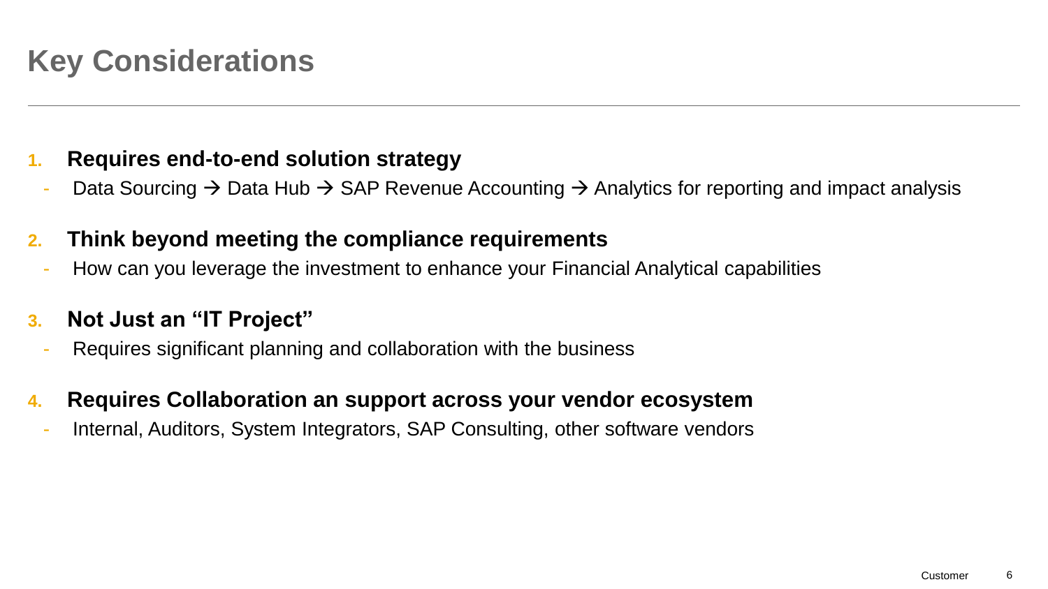# Key Considerations

1. **Requires end-to-end solution strategy**
   - Data Sourcing → Data Hub → SAP Revenue Accounting → Analytics for reporting and impact analysis

2. **Think beyond meeting the compliance requirements**
   - How can you leverage the investment to enhance your Financial Analytical capabilities

3. **Not Just an "IT Project"**
   - Requires significant planning and collaboration with the business

4. **Requires Collaboration an support across your vendor ecosystem**
   - Internal, Auditors, System Integrators, SAP Consulting, other software vendors